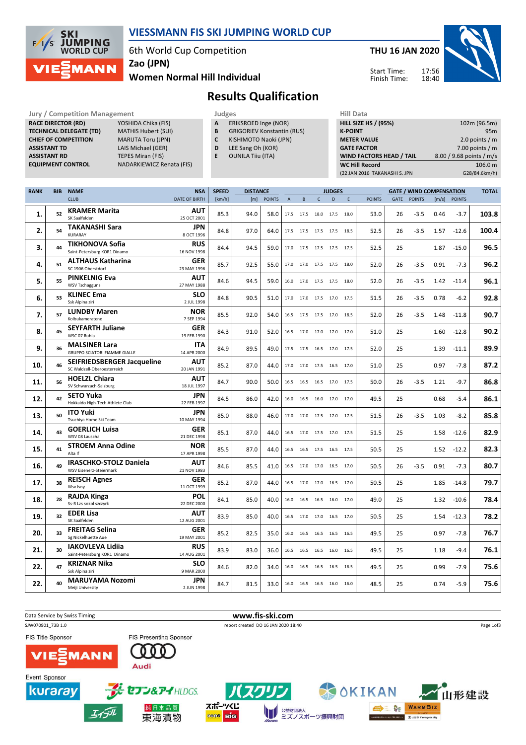# VIESSMANN FIS SKI JUMPING WORLD CUP

6th World Cup Competition
Zao (JPN)
Women Normal Hill Individual

THU 16 JAN 2020

Start Time: 17:56
Finish Time: 18:40

## Results Qualification

| Jury / Competition Management | |
|---|---|
| RACE DIRECTOR (RD) | YOSHIDA Chika (FIS) |
| TECHNICAL DELEGATE (TD) | MATHIS Hubert (SUI) |
| CHIEF OF COMPETITION | MARUTA Toru (JPN) |
| ASSISTANT TD | LAIS Michael (GER) |
| ASSISTANT RD | TEPES Miran (FIS) |
| EQUIPMENT CONTROL | NADARKIEWICZ Renata (FIS) |

| Judges | |
|---|---|
| A | ERIKSROED Inge (NOR) |
| B | GRIGORIEV Konstantin (RUS) |
| C | KISHIMOTO Naoki (JPN) |
| D | LEE Sang Oh (KOR) |
| E | OUNILA Tiiu (ITA) |

| Hill Data | |
|---|---|
| HILL SIZE HS / (95%) | 102m (96.5m) |
| K-POINT | 95m |
| METER VALUE | 2.0 points / m |
| GATE FACTOR | 7.00 points / m |
| WIND FACTORS HEAD / TAIL | 8.00 / 9.68 points / m/s |
| WC Hill Record | 106.0 m |
| (22 JAN 2016 TAKANASHI S. JPN | G28/84.6km/h) |

| RANK | BIB | NAME / CLUB | NSA / DATE OF BIRTH | SPEED [km/h] | DISTANCE [m] | DISTANCE POINTS | A | B | C | D | E | JUDGES POINTS | GATE | GATE POINTS | WIND [m/s] | WIND POINTS | TOTAL |
|---|---|---|---|---|---|---|---|---|---|---|---|---|---|---|---|---|---|
| 1. | 52 | KRAMER Marita / SK Saalfelden | AUT / 25 OCT 2001 | 85.3 | 94.0 | 58.0 | 17.5 | 17.5 | 18.0 | 17.5 | 18.0 | 53.0 | 26 | -3.5 | 0.46 | -3.7 | 103.8 |
| 2. | 54 | TAKANASHI Sara / KURARAY | JPN / 8 OCT 1996 | 84.8 | 97.0 | 64.0 | 17.5 | 17.5 | 17.5 | 17.5 | 18.5 | 52.5 | 26 | -3.5 | 1.57 | -12.6 | 100.4 |
| 3. | 44 | TIKHONOVA Sofia / Saint-Petersburg KOR1 Dinamo | RUS / 16 NOV 1998 | 84.4 | 94.5 | 59.0 | 17.0 | 17.5 | 17.5 | 17.5 | 17.5 | 52.5 | 25 | | 1.87 | -15.0 | 96.5 |
| 4. | 51 | ALTHAUS Katharina / SC 1906 Oberstdorf | GER / 23 MAY 1996 | 85.7 | 92.5 | 55.0 | 17.0 | 17.0 | 17.5 | 17.5 | 18.0 | 52.0 | 26 | -3.5 | 0.91 | -7.3 | 96.2 |
| 5. | 55 | PINKELNIG Eva / WSV Tschagguns | AUT / 27 MAY 1988 | 84.6 | 94.5 | 59.0 | 16.0 | 17.0 | 17.5 | 17.5 | 18.0 | 52.0 | 26 | -3.5 | 1.42 | -11.4 | 96.1 |
| 6. | 53 | KLINEC Ema / Ssk Alpina ziri | SLO / 2 JUL 1998 | 84.8 | 90.5 | 51.0 | 17.0 | 17.0 | 17.5 | 17.0 | 17.5 | 51.5 | 26 | -3.5 | 0.78 | -6.2 | 92.8 |
| 7. | 57 | LUNDBY Maren / Kolbukameratene | NOR / 7 SEP 1994 | 85.5 | 92.0 | 54.0 | 16.5 | 17.5 | 17.5 | 17.0 | 18.5 | 52.0 | 26 | -3.5 | 1.48 | -11.8 | 90.7 |
| 8. | 45 | SEYFARTH Juliane / WSC 07 Ruhla | GER / 19 FEB 1990 | 84.3 | 91.0 | 52.0 | 16.5 | 17.0 | 17.0 | 17.0 | 17.0 | 51.0 | 25 | | 1.60 | -12.8 | 90.2 |
| 9. | 36 | MALSINER Lara / GRUPPO SCIATORI FIAMME GIALLE | ITA / 14 APR 2000 | 84.9 | 89.5 | 49.0 | 17.5 | 17.5 | 16.5 | 17.0 | 17.5 | 52.0 | 25 | | 1.39 | -11.1 | 89.9 |
| 10. | 46 | SEIFRIEDSBERGER Jacqueline / SC Waldzell-Oberoesterreich | AUT / 20 JAN 1991 | 85.2 | 87.0 | 44.0 | 17.0 | 17.0 | 17.5 | 16.5 | 17.0 | 51.0 | 25 | | 0.97 | -7.8 | 87.2 |
| 11. | 56 | HOELZL Chiara / SV Schwarzach-Salzburg | AUT / 18 JUL 1997 | 84.7 | 90.0 | 50.0 | 16.5 | 16.5 | 16.5 | 17.0 | 17.5 | 50.0 | 26 | -3.5 | 1.21 | -9.7 | 86.8 |
| 12. | 42 | SETO Yuka / Hokkaido High-Tech Athlete Club | JPN / 22 FEB 1997 | 84.5 | 86.0 | 42.0 | 16.0 | 16.5 | 16.0 | 17.0 | 17.0 | 49.5 | 25 | | 0.68 | -5.4 | 86.1 |
| 13. | 50 | ITO Yuki / Tsuchiya Home Ski Team | JPN / 10 MAY 1994 | 85.0 | 88.0 | 46.0 | 17.0 | 17.0 | 17.5 | 17.0 | 17.5 | 51.5 | 26 | -3.5 | 1.03 | -8.2 | 85.8 |
| 14. | 43 | GOERLICH Luisa / WSV 08 Lauscha | GER / 21 DEC 1998 | 85.1 | 87.0 | 44.0 | 16.5 | 17.0 | 17.5 | 17.0 | 17.5 | 51.5 | 25 | | 1.58 | -12.6 | 82.9 |
| 15. | 41 | STROEM Anna Odine / Alta If | NOR / 17 APR 1998 | 85.5 | 87.0 | 44.0 | 16.5 | 16.5 | 17.5 | 16.5 | 17.5 | 50.5 | 25 | | 1.52 | -12.2 | 82.3 |
| 16. | 49 | IRASCHKO-STOLZ Daniela / WSV Eisenerz-Steiermark | AUT / 21 NOV 1983 | 84.6 | 85.5 | 41.0 | 16.5 | 17.0 | 17.0 | 16.5 | 17.0 | 50.5 | 26 | -3.5 | 0.91 | -7.3 | 80.7 |
| 17. | 38 | REISCH Agnes / Wsv Isny | GER / 11 OCT 1999 | 85.2 | 87.0 | 44.0 | 16.5 | 17.0 | 17.0 | 16.5 | 17.0 | 50.5 | 25 | | 1.85 | -14.8 | 79.7 |
| 18. | 28 | RAJDA Kinga / Ss-R Lzs sokol szczyrk | POL / 22 DEC 2000 | 84.1 | 85.0 | 40.0 | 16.0 | 16.5 | 16.5 | 16.0 | 17.0 | 49.0 | 25 | | 1.32 | -10.6 | 78.4 |
| 19. | 32 | EDER Lisa / SK Saalfelden | AUT / 12 AUG 2001 | 83.9 | 85.0 | 40.0 | 16.5 | 17.0 | 17.0 | 16.5 | 17.0 | 50.5 | 25 | | 1.54 | -12.3 | 78.2 |
| 20. | 33 | FREITAG Selina / Sg Nickelhuette Aue | GER / 19 MAY 2001 | 85.2 | 82.5 | 35.0 | 16.0 | 16.5 | 16.5 | 16.5 | 16.5 | 49.5 | 25 | | 0.97 | -7.8 | 76.7 |
| 21. | 30 | IAKOVLEVA Lidiia / Saint-Petersburg KOR1 Dinamo | RUS / 14 AUG 2001 | 83.9 | 83.0 | 36.0 | 16.5 | 16.5 | 16.5 | 16.0 | 16.5 | 49.5 | 25 | | 1.18 | -9.4 | 76.1 |
| 22. | 47 | KRIZNAR Nika / Ssk Alpina ziri | SLO / 9 MAR 2000 | 84.6 | 82.0 | 34.0 | 16.0 | 16.5 | 16.5 | 16.5 | 16.5 | 49.5 | 25 | | 0.99 | -7.9 | 75.6 |
| 22. | 40 | MARUYAMA Nozomi / Meiji University | JPN / 2 JUN 1998 | 84.7 | 81.5 | 33.0 | 16.0 | 16.5 | 16.5 | 16.0 | 16.0 | 48.5 | 25 | | 0.74 | -5.9 | 75.6 |

Data Service by Swiss Timing — www.fis-ski.com

SJW070901_73B 1.0 — report created DO 16 JAN 2020 18:40

FIS Title Sponsor: VIESSMANN — FIS Presenting Sponsor: Audi

Event Sponsor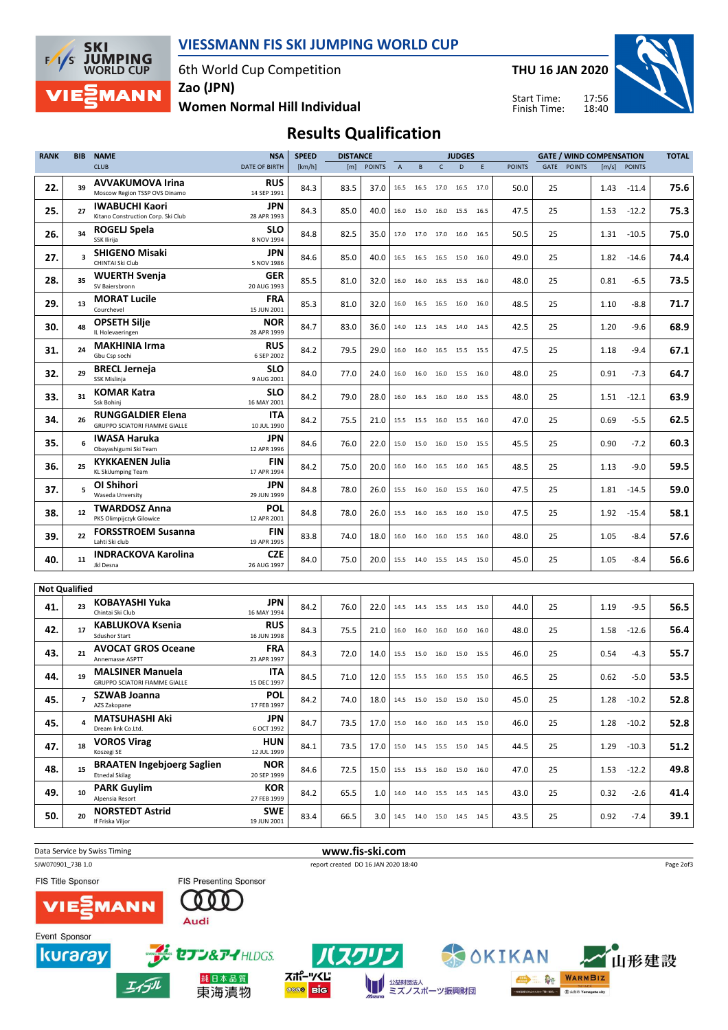# VIESSMANN FIS SKI JUMPING WORLD CUP

6th World Cup Competition
Zao (JPN)
Women Normal Hill Individual

THU 16 JAN 2020

Start Time: 17:56
Finish Time: 18:40

## Results Qualification

| RANK | BIB | NAME / CLUB | NSA / DATE OF BIRTH | SPEED [km/h] | DISTANCE [m] | DISTANCE POINTS | A | B | C | D | E | JUDGES POINTS | GATE | GATE POINTS | WIND [m/s] | WIND POINTS | TOTAL |
|---|---|---|---|---|---|---|---|---|---|---|---|---|---|---|---|---|---|
| 22. | 39 | AVVAKUMOVA Irina / Moscow Region TSSP OVS Dinamo | RUS / 14 SEP 1991 | 84.3 | 83.5 | 37.0 | 16.5 | 16.5 | 17.0 | 16.5 | 17.0 | 50.0 | 25 | | 1.43 | -11.4 | 75.6 |
| 25. | 27 | IWABUCHI Kaori / Kitano Construction Corp. Ski Club | JPN / 28 APR 1993 | 84.3 | 85.0 | 40.0 | 16.0 | 15.0 | 16.0 | 15.5 | 16.5 | 47.5 | 25 | | 1.53 | -12.2 | 75.3 |
| 26. | 34 | ROGELJ Spela / SSK Ilirija | SLO / 8 NOV 1994 | 84.8 | 82.5 | 35.0 | 17.0 | 17.0 | 17.0 | 16.0 | 16.5 | 50.5 | 25 | | 1.31 | -10.5 | 75.0 |
| 27. | 3 | SHIGENO Misaki / CHINTAI Ski Club | JPN / 5 NOV 1986 | 84.6 | 85.0 | 40.0 | 16.5 | 16.5 | 16.5 | 15.0 | 16.0 | 49.0 | 25 | | 1.82 | -14.6 | 74.4 |
| 28. | 35 | WUERTH Svenja / SV Baiersbronn | GER / 20 AUG 1993 | 85.5 | 81.0 | 32.0 | 16.0 | 16.0 | 16.5 | 15.5 | 16.0 | 48.0 | 25 | | 0.81 | -6.5 | 73.5 |
| 29. | 13 | MORAT Lucile / Courchevel | FRA / 15 JUN 2001 | 85.3 | 81.0 | 32.0 | 16.0 | 16.5 | 16.5 | 16.0 | 16.0 | 48.5 | 25 | | 1.10 | -8.8 | 71.7 |
| 30. | 48 | OPSETH Silje / IL Holevaeringen | NOR / 28 APR 1999 | 84.7 | 83.0 | 36.0 | 14.0 | 12.5 | 14.5 | 14.0 | 14.5 | 42.5 | 25 | | 1.20 | -9.6 | 68.9 |
| 31. | 24 | MAKHINIA Irma / Gbu Csp sochi | RUS / 6 SEP 2002 | 84.2 | 79.5 | 29.0 | 16.0 | 16.0 | 16.5 | 15.5 | 15.5 | 47.5 | 25 | | 1.18 | -9.4 | 67.1 |
| 32. | 29 | BRECL Jerneja / SSK Mislinja | SLO / 9 AUG 2001 | 84.0 | 77.0 | 24.0 | 16.0 | 16.0 | 16.0 | 15.5 | 16.0 | 48.0 | 25 | | 0.91 | -7.3 | 64.7 |
| 33. | 31 | KOMAR Katra / Ssk Bohinj | SLO / 16 MAY 2001 | 84.2 | 79.0 | 28.0 | 16.0 | 16.5 | 16.0 | 16.0 | 15.5 | 48.0 | 25 | | 1.51 | -12.1 | 63.9 |
| 34. | 26 | RUNGGALDIER Elena / GRUPPO SCIATORI FIAMME GIALLE | ITA / 10 JUL 1990 | 84.2 | 75.5 | 21.0 | 15.5 | 15.5 | 16.0 | 15.5 | 16.0 | 47.0 | 25 | | 0.69 | -5.5 | 62.5 |
| 35. | 6 | IWASA Haruka / Obayashigumi Ski Team | JPN / 12 APR 1996 | 84.6 | 76.0 | 22.0 | 15.0 | 15.0 | 16.0 | 15.0 | 15.5 | 45.5 | 25 | | 0.90 | -7.2 | 60.3 |
| 36. | 25 | KYKKAENEN Julia / KL SkiJumping Team | FIN / 17 APR 1994 | 84.2 | 75.0 | 20.0 | 16.0 | 16.0 | 16.5 | 16.0 | 16.5 | 48.5 | 25 | | 1.13 | -9.0 | 59.5 |
| 37. | 5 | OI Shihori / Waseda Unversity | JPN / 29 JUN 1999 | 84.8 | 78.0 | 26.0 | 15.5 | 16.0 | 16.0 | 15.5 | 16.0 | 47.5 | 25 | | 1.81 | -14.5 | 59.0 |
| 38. | 12 | TWARDOSZ Anna / PKS Olimpijczyk Gilowice | POL / 12 APR 2001 | 84.8 | 78.0 | 26.0 | 15.5 | 16.0 | 16.5 | 16.0 | 15.0 | 47.5 | 25 | | 1.92 | -15.4 | 58.1 |
| 39. | 22 | FORSSTROEM Susanna / Lahti Ski club | FIN / 19 APR 1995 | 83.8 | 74.0 | 18.0 | 16.0 | 16.0 | 16.0 | 15.5 | 16.0 | 48.0 | 25 | | 1.05 | -8.4 | 57.6 |
| 40. | 11 | INDRACKOVA Karolina / Jkl Desna | CZE / 26 AUG 1997 | 84.0 | 75.0 | 20.0 | 15.5 | 14.0 | 15.5 | 14.5 | 15.0 | 45.0 | 25 | | 1.05 | -8.4 | 56.6 |

### Not Qualified

| RANK | BIB | NAME / CLUB | NSA / DATE OF BIRTH | SPEED [km/h] | DISTANCE [m] | DISTANCE POINTS | A | B | C | D | E | JUDGES POINTS | GATE | GATE POINTS | WIND [m/s] | WIND POINTS | TOTAL |
|---|---|---|---|---|---|---|---|---|---|---|---|---|---|---|---|---|---|
| 41. | 23 | KOBAYASHI Yuka / Chintai Ski Club | JPN / 16 MAY 1994 | 84.2 | 76.0 | 22.0 | 14.5 | 14.5 | 15.5 | 14.5 | 15.0 | 44.0 | 25 | | 1.19 | -9.5 | 56.5 |
| 42. | 17 | KABLUKOVA Ksenia / Sdushor Start | RUS / 16 JUN 1998 | 84.3 | 75.5 | 21.0 | 16.0 | 16.0 | 16.0 | 16.0 | 16.0 | 48.0 | 25 | | 1.58 | -12.6 | 56.4 |
| 43. | 21 | AVOCAT GROS Oceane / Annemasse ASPTT | FRA / 23 APR 1997 | 84.3 | 72.0 | 14.0 | 15.5 | 15.0 | 16.0 | 15.0 | 15.5 | 46.0 | 25 | | 0.54 | -4.3 | 55.7 |
| 44. | 19 | MALSINER Manuela / GRUPPO SCIATORI FIAMME GIALLE | ITA / 15 DEC 1997 | 84.5 | 71.0 | 12.0 | 15.5 | 15.5 | 16.0 | 15.5 | 15.0 | 46.5 | 25 | | 0.62 | -5.0 | 53.5 |
| 45. | 7 | SZWAB Joanna / AZS Zakopane | POL / 17 FEB 1997 | 84.2 | 74.0 | 18.0 | 14.5 | 15.0 | 15.0 | 15.0 | 15.0 | 45.0 | 25 | | 1.28 | -10.2 | 52.8 |
| 45. | 4 | MATSUHASHI Aki / Dream link Co.Ltd. | JPN / 6 OCT 1992 | 84.7 | 73.5 | 17.0 | 15.0 | 16.0 | 16.0 | 14.5 | 15.0 | 46.0 | 25 | | 1.28 | -10.2 | 52.8 |
| 47. | 18 | VOROS Virag / Koszegi SE | HUN / 12 JUL 1999 | 84.1 | 73.5 | 17.0 | 15.0 | 14.5 | 15.5 | 15.0 | 14.5 | 44.5 | 25 | | 1.29 | -10.3 | 51.2 |
| 48. | 15 | BRAATEN Ingebjoerg Saglien / Etnedal Skilag | NOR / 20 SEP 1999 | 84.6 | 72.5 | 15.0 | 15.5 | 15.5 | 16.0 | 15.0 | 16.0 | 47.0 | 25 | | 1.53 | -12.2 | 49.8 |
| 49. | 10 | PARK Guylim / Alpensia Resort | KOR / 27 FEB 1999 | 84.2 | 65.5 | 1.0 | 14.0 | 14.0 | 15.5 | 14.5 | 14.5 | 43.0 | 25 | | 0.32 | -2.6 | 41.4 |
| 50. | 20 | NORSTEDT Astrid / If Friska Viljor | SWE / 19 JUN 2001 | 83.4 | 66.5 | 3.0 | 14.5 | 14.0 | 15.0 | 14.5 | 14.5 | 43.5 | 25 | | 0.92 | -7.4 | 39.1 |

Data Service by Swiss Timing — www.fis-ski.com

SJW070901_73B 1.0 — report created DO 16 JAN 2020 18:40

FIS Title Sponsor: VIESSMANN — FIS Presenting Sponsor: Audi — Event Sponsor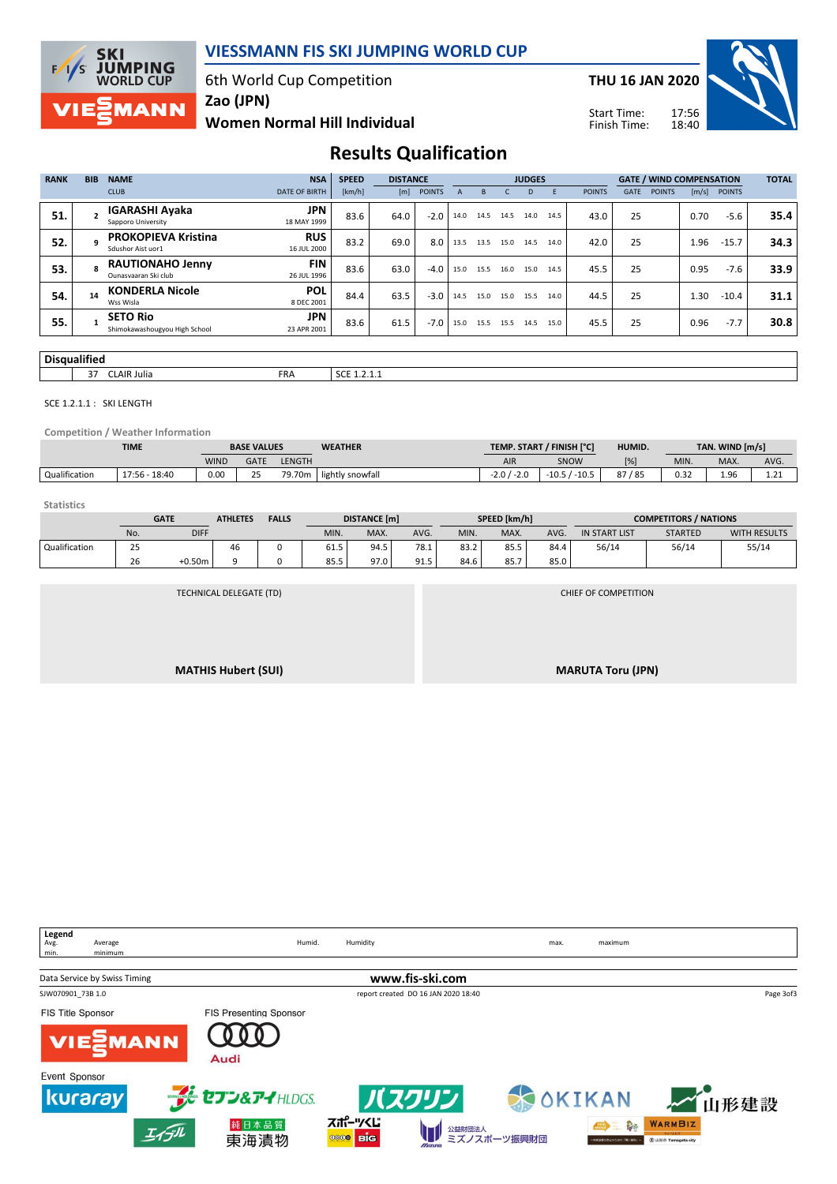# VIESSMANN FIS SKI JUMPING WORLD CUP

6th World Cup Competition
Zao (JPN)
**Women Normal Hill Individual**

**THU 16 JAN 2020**
Start Time: 17:56
Finish Time: 18:40

## Results Qualification

| RANK | BIB | NAME / CLUB | NSA / DATE OF BIRTH | SPEED [km/h] | DISTANCE [m] | DISTANCE POINTS | A | B | C | D | E | JUDGES POINTS | GATE | GATE POINTS | WIND [m/s] | WIND POINTS | TOTAL |
|---|---|---|---|---|---|---|---|---|---|---|---|---|---|---|---|---|---|
| 51. | 2 | **IGARASHI Ayaka** Sapporo University | JPN 18 MAY 1999 | 83.6 | 64.0 | -2.0 | 14.0 | 14.5 | 14.5 | 14.0 | 14.5 | 43.0 | 25 | | 0.70 | -5.6 | **35.4** |
| 52. | 9 | **PROKOPIEVA Kristina** Sdushor Aist uor1 | RUS 16 JUL 2000 | 83.2 | 69.0 | 8.0 | 13.5 | 13.5 | 15.0 | 14.5 | 14.0 | 42.0 | 25 | | 1.96 | -15.7 | **34.3** |
| 53. | 8 | **RAUTIONAHO Jenny** Ounasvaaran Ski club | FIN 26 JUL 1996 | 83.6 | 63.0 | -4.0 | 15.0 | 15.5 | 16.0 | 15.0 | 14.5 | 45.5 | 25 | | 0.95 | -7.6 | **33.9** |
| 54. | 14 | **KONDERLA Nicole** Wss Wisla | POL 8 DEC 2001 | 84.4 | 63.5 | -3.0 | 14.5 | 15.0 | 15.0 | 15.5 | 14.0 | 44.5 | 25 | | 1.30 | -10.4 | **31.1** |
| 55. | 1 | **SETO Rio** Shimokawashougyou High School | JPN 23 APR 2001 | 83.6 | 61.5 | -7.0 | 15.0 | 15.5 | 15.5 | 14.5 | 15.0 | 45.5 | 25 | | 0.96 | -7.7 | **30.8** |

**Disqualified**

| BIB | NAME | NSA | REASON |
|---|---|---|---|
| 37 | CLAIR Julia | FRA | SCE 1.2.1.1 |

SCE 1.2.1.1 : SKI LENGTH

### Competition / Weather Information

| | TIME | BASE VALUES WIND | GATE | LENGTH | WEATHER | TEMP. START / FINISH [°C] AIR | SNOW | HUMID. [%] | TAN. WIND [m/s] MIN. | MAX. | AVG. |
|---|---|---|---|---|---|---|---|---|---|---|---|
| Qualification | 17:56 - 18:40 | 0.00 | 25 | 79.70m | lightly snowfall | -2.0 / -2.0 | -10.5 / -10.5 | 87 / 85 | 0.32 | 1.96 | 1.21 |

### Statistics

| | GATE No. | GATE DIFF | ATHLETES | FALLS | DISTANCE [m] MIN. | MAX. | AVG. | SPEED [km/h] MIN. | MAX. | AVG. | IN START LIST | STARTED | WITH RESULTS |
|---|---|---|---|---|---|---|---|---|---|---|---|---|---|
| Qualification | 25 | | 46 | 0 | 61.5 | 94.5 | 78.1 | 83.2 | 85.5 | 84.4 | 56/14 | 56/14 | 55/14 |
| | 26 | +0.50m | 9 | 0 | 85.5 | 97.0 | 91.5 | 84.6 | 85.7 | 85.0 | | | |

TECHNICAL DELEGATE (TD): **MATHIS Hubert (SUI)**

CHIEF OF COMPETITION: **MARUTA Toru (JPN)**

**Legend**
Avg. Average
min. minimum
Humid. Humidity
max. maximum

Data Service by Swiss Timing
www.fis-ski.com
SJW070901_73B 1.0
report created DO 16 JAN 2020 18:40

FIS Title Sponsor
FIS Presenting Sponsor
Event Sponsor